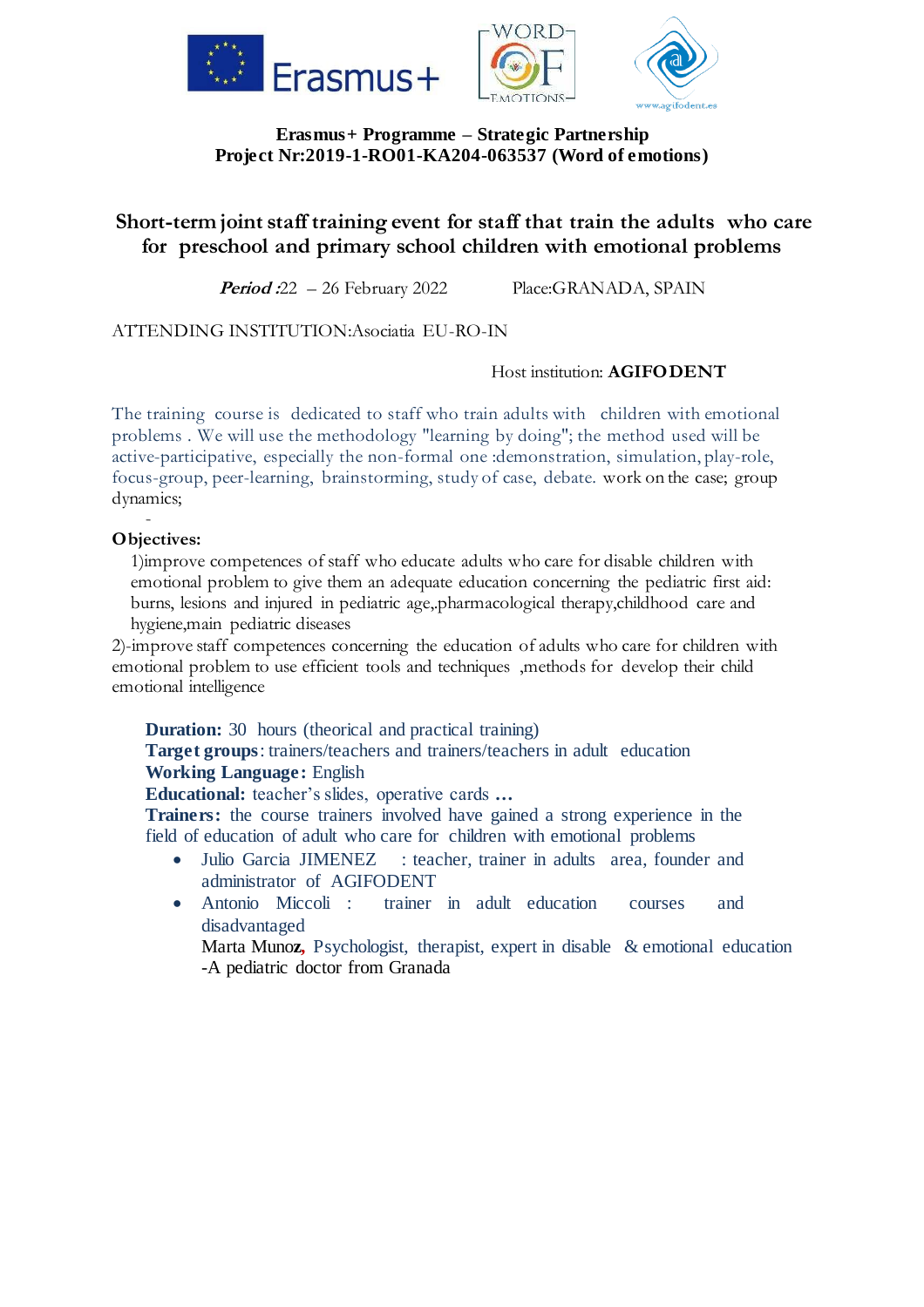**Erasmus+ Programme – Strategic Partnership**
**Project Nr:2019-1-RO01-KA204-063537 (Word of emotions)**

# Short-term joint staff training event for staff that train the adults who care for preschool and primary school children with emotional problems

***Period*** :22 – 26 February 2022 Place:GRANADA, SPAIN

ATTENDING INSTITUTION:Asociatia EU-RO-IN

Host institution: **AGIFODENT**

The training course is dedicated to staff who train adults with children with emotional problems . We will use the methodology "learning by doing"; the method used will be active-participative, especially the non-formal one :demonstration, simulation, play-role, focus-group, peer-learning, brainstorming, study of case, debate. work on the case; group dynamics;

-

**Objectives:**

1)improve competences of staff who educate adults who care for disable children with emotional problem to give them an adequate education concerning the pediatric first aid: burns, lesions and injured in pediatric age,.pharmacological therapy,childhood care and hygiene,main pediatric diseases

2)-improve staff competences concerning the education of adults who care for children with emotional problem to use efficient tools and techniques ,methods for develop their child emotional intelligence

**Duration:** 30 hours (theorical and practical training)
**Target groups**: trainers/teachers and trainers/teachers in adult education
**Working Language:** English
**Educational:** teacher's slides, operative cards **…**
**Trainers:** the course trainers involved have gained a strong experience in the field of education of adult who care for children with emotional problems

- Julio Garcia JIMENEZ : teacher, trainer in adults area, founder and administrator of AGIFODENT
- Antonio Miccoli : trainer in adult education courses and disadvantaged
  Marta Munoz, Psychologist, therapist, expert in disable & emotional education
  -A pediatric doctor from Granada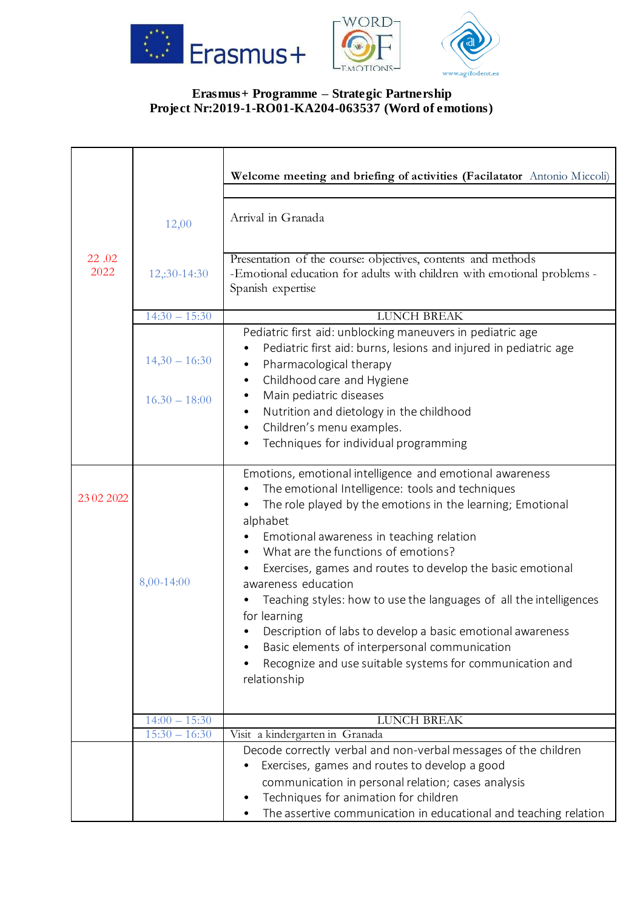**Erasmus+ Programme – Strategic Partnership**
**Project Nr:2019-1-RO01-KA204-063537 (Word of emotions)**

| Date | Time | Activity |
|---|---|---|
| 22 .02 2022 | | **Welcome meeting and briefing of activities (Facilatator** Antonio Miccoli) |
| | 12,00 | Arrival in Granada |
| | 12,;30-14:30 | Presentation of the course: objectives, contents and methods<br>-Emotional education for adults with children with emotional problems - Spanish expertise |
| | 14:30 – 15:30 | LUNCH BREAK |
| | 14,30 – 16:30<br>16.30 – 18:00 | Pediatric first aid: unblocking maneuvers in pediatric age<br>• Pediatric first aid: burns, lesions and injured in pediatric age<br>• Pharmacological therapy<br>• Childhood care and Hygiene<br>• Main pediatric diseases<br>• Nutrition and dietology in the childhood<br>• Children's menu examples.<br>• Techniques for individual programming |
| 23 02 2022 | 8,00-14:00 | Emotions, emotional intelligence and emotional awareness<br>• The emotional Intelligence: tools and techniques<br>• The role played by the emotions in the learning; Emotional alphabet<br>• Emotional awareness in teaching relation<br>• What are the functions of emotions?<br>• Exercises, games and routes to develop the basic emotional awareness education<br>• Teaching styles: how to use the languages of all the intelligences for learning<br>• Description of labs to develop a basic emotional awareness<br>• Basic elements of interpersonal communication<br>• Recognize and use suitable systems for communication and relationship |
| | 14:00 – 15:30 | LUNCH BREAK |
| | 15:30 – 16:30 | Visit a kindergarten in Granada |
| | | Decode correctly verbal and non-verbal messages of the children<br>• Exercises, games and routes to develop a good communication in personal relation; cases analysis<br>• Techniques for animation for children<br>• The assertive communication in educational and teaching relation |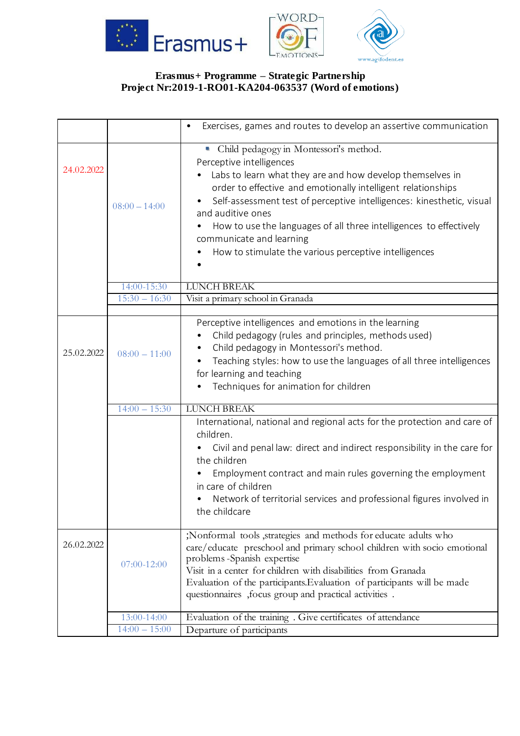**Erasmus+ Programme – Strategic Partnership**
**Project Nr:2019-1-RO01-KA204-063537 (Word of emotions)**

| | | |
|---|---|---|
| | | • Exercises, games and routes to develop an assertive communication |
| 24.02.2022 | 08:00 – 14:00 | ▪ Child pedagogy in Montessori's method.<br>Perceptive intelligences<br>• Labs to learn what they are and how develop themselves in order to effective and emotionally intelligent relationships<br>• Self-assessment test of perceptive intelligences: kinesthetic, visual and auditive ones<br>• How to use the languages of all three intelligences to effectively communicate and learning<br>• How to stimulate the various perceptive intelligences<br>• |
| | 14:00-15:30 | LUNCH BREAK |
| | 15:30 – 16:30 | Visit a primary school in Granada |
| | | |
| 25.02.2022 | 08:00 – 11:00 | Perceptive intelligences and emotions in the learning<br>• Child pedagogy (rules and principles, methods used)<br>• Child pedagogy in Montessori's method.<br>• Teaching styles: how to use the languages of all three intelligences for learning and teaching<br>• Techniques for animation for children |
| | 14:00 – 15:30 | LUNCH BREAK |
| | | International, national and regional acts for the protection and care of children.<br>• Civil and penal law: direct and indirect responsibility in the care for the children<br>• Employment contract and main rules governing the employment in care of children<br>• Network of territorial services and professional figures involved in the childcare |
| 26.02.2022 | 07:00-12:00 | ;Nonformal tools ,strategies and methods for educate adults who care/educate preschool and primary school children with socio emotional problems -Spanish expertise<br>Visit in a center for children with disabilities from Granada<br>Evaluation of the participants.Evaluation of participants will be made questionnaires ,focus group and practical activities . |
| | 13:00-14:00 | Evaluation of the training . Give certificates of attendance |
| | 14:00 – 15:00 | Departure of participants |